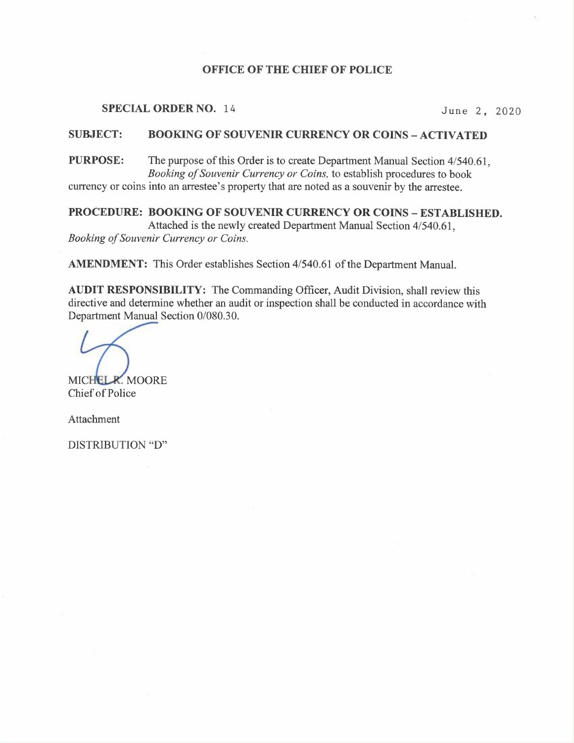**OFFICE OF THE CHIEF OF POLICE**

**SPECIAL ORDER NO.** 14 June 2, 2020

**SUBJECT: BOOKING OF SOUVENIR CURRENCY OR COINS – ACTIVATED**

**PURPOSE:** The purpose of this Order is to create Department Manual Section 4/540.61, *Booking of Souvenir Currency or Coins,* to establish procedures to book currency or coins into an arrestee's property that are noted as a souvenir by the arrestee.

**PROCEDURE: BOOKING OF SOUVENIR CURRENCY OR COINS – ESTABLISHED.** Attached is the newly created Department Manual Section 4/540.61, *Booking of Souvenir Currency or Coins.*

**AMENDMENT:** This Order establishes Section 4/540.61 of the Department Manual.

**AUDIT RESPONSIBILITY:** The Commanding Officer, Audit Division, shall review this directive and determine whether an audit or inspection shall be conducted in accordance with Department Manual Section 0/080.30.

MICHEL R. MOORE
Chief of Police

Attachment

DISTRIBUTION "D"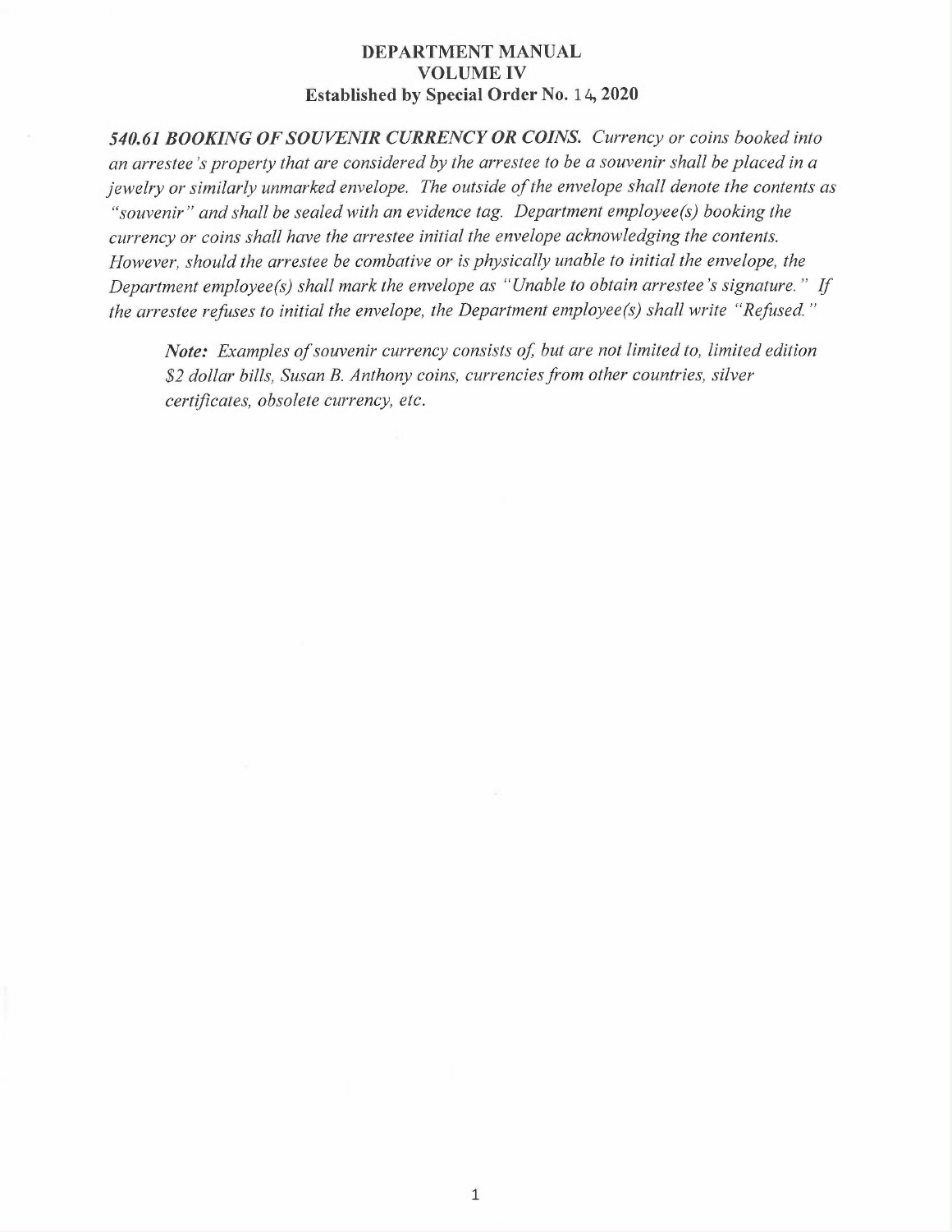**DEPARTMENT MANUAL**
**VOLUME IV**
**Established by Special Order No. 14, 2020**

***540.61 BOOKING OF SOUVENIR CURRENCY OR COINS.*** *Currency or coins booked into an arrestee's property that are considered by the arrestee to be a souvenir shall be placed in a jewelry or similarly unmarked envelope. The outside of the envelope shall denote the contents as "souvenir" and shall be sealed with an evidence tag. Department employee(s) booking the currency or coins shall have the arrestee initial the envelope acknowledging the contents. However, should the arrestee be combative or is physically unable to initial the envelope, the Department employee(s) shall mark the envelope as "Unable to obtain arrestee's signature." If the arrestee refuses to initial the envelope, the Department employee(s) shall write "Refused."*

> ***Note:*** *Examples of souvenir currency consists of, but are not limited to, limited edition $2 dollar bills, Susan B. Anthony coins, currencies from other countries, silver certificates, obsolete currency, etc.*